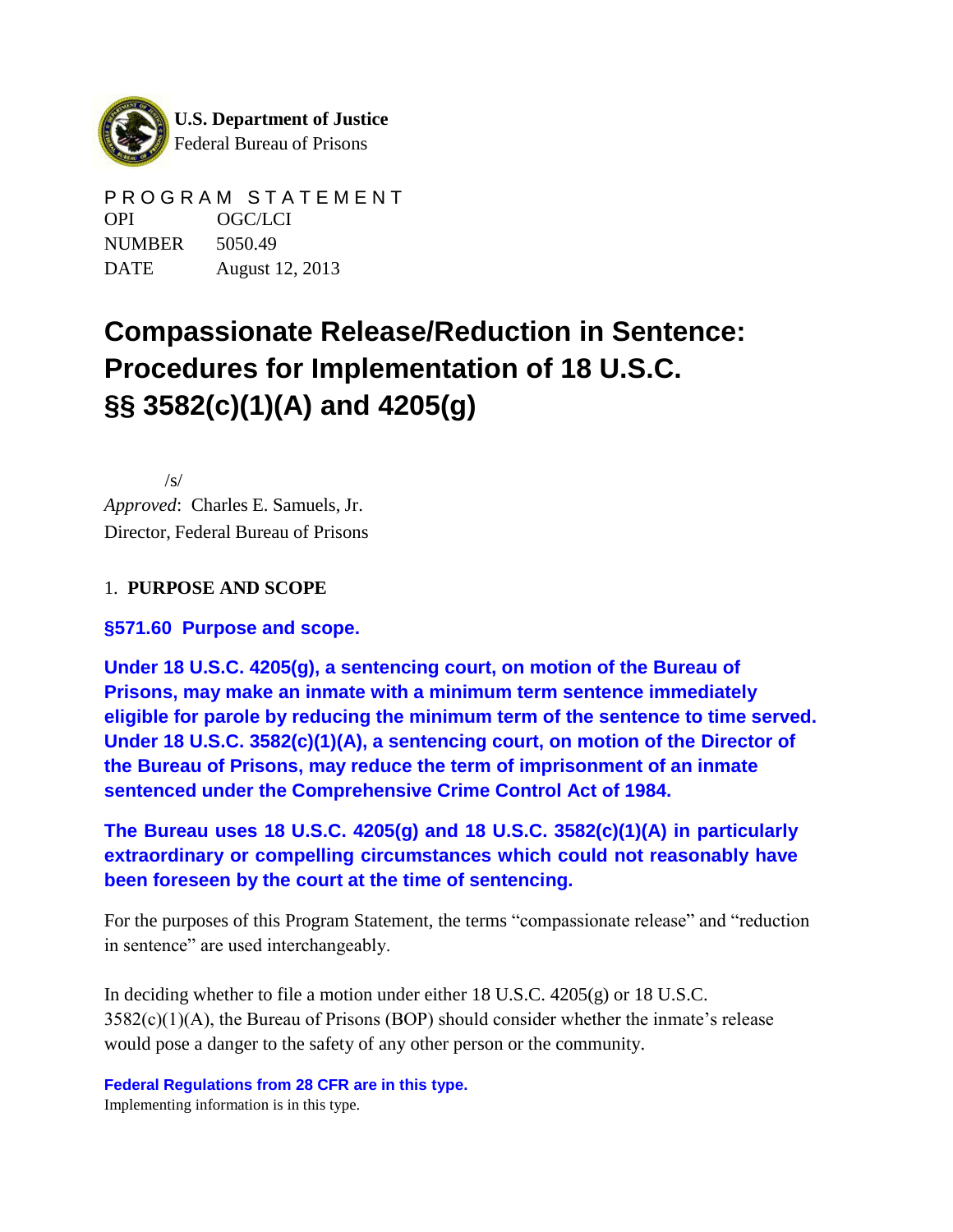**U.S. Department of Justice**
Federal Bureau of Prisons

PROGRAM STATEMENT

| | |
|---|---|
| OPI | OGC/LCI |
| NUMBER | 5050.49 |
| DATE | August 12, 2013 |

# Compassionate Release/Reduction in Sentence: Procedures for Implementation of 18 U.S.C. §§ 3582(c)(1)(A) and 4205(g)

/s/
*Approved*: Charles E. Samuels, Jr.
Director, Federal Bureau of Prisons

## 1. PURPOSE AND SCOPE

**§571.60 Purpose and scope.**

**Under 18 U.S.C. 4205(g), a sentencing court, on motion of the Bureau of Prisons, may make an inmate with a minimum term sentence immediately eligible for parole by reducing the minimum term of the sentence to time served. Under 18 U.S.C. 3582(c)(1)(A), a sentencing court, on motion of the Director of the Bureau of Prisons, may reduce the term of imprisonment of an inmate sentenced under the Comprehensive Crime Control Act of 1984.**

**The Bureau uses 18 U.S.C. 4205(g) and 18 U.S.C. 3582(c)(1)(A) in particularly extraordinary or compelling circumstances which could not reasonably have been foreseen by the court at the time of sentencing.**

For the purposes of this Program Statement, the terms "compassionate release" and "reduction in sentence" are used interchangeably.

In deciding whether to file a motion under either 18 U.S.C. 4205(g) or 18 U.S.C. 3582(c)(1)(A), the Bureau of Prisons (BOP) should consider whether the inmate's release would pose a danger to the safety of any other person or the community.

**Federal Regulations from 28 CFR are in this type.**
Implementing information is in this type.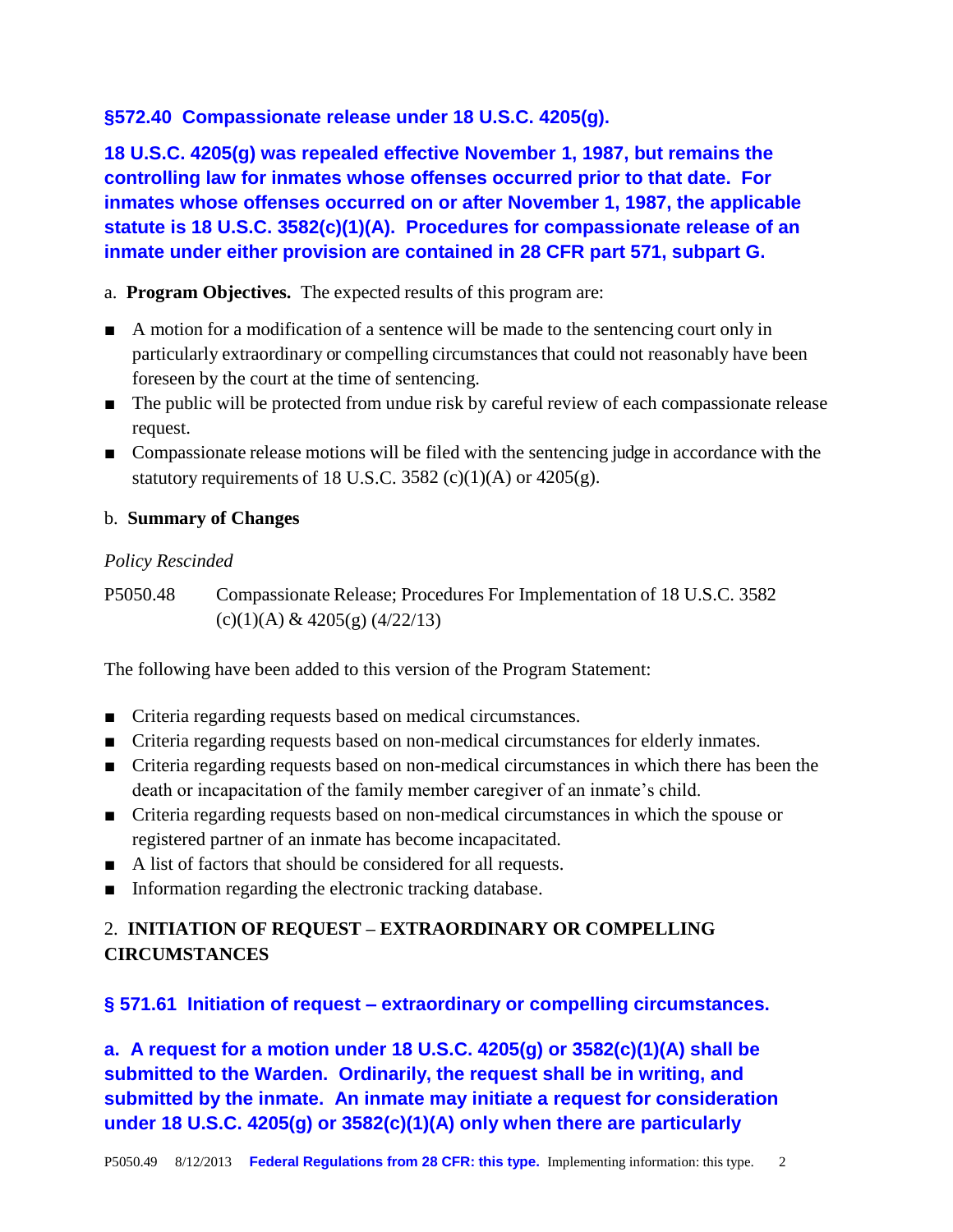**§572.40 Compassionate release under 18 U.S.C. 4205(g).**

**18 U.S.C. 4205(g) was repealed effective November 1, 1987, but remains the controlling law for inmates whose offenses occurred prior to that date. For inmates whose offenses occurred on or after November 1, 1987, the applicable statute is 18 U.S.C. 3582(c)(1)(A). Procedures for compassionate release of an inmate under either provision are contained in 28 CFR part 571, subpart G.**

a. **Program Objectives.** The expected results of this program are:

- A motion for a modification of a sentence will be made to the sentencing court only in particularly extraordinary or compelling circumstances that could not reasonably have been foreseen by the court at the time of sentencing.
- The public will be protected from undue risk by careful review of each compassionate release request.
- Compassionate release motions will be filed with the sentencing judge in accordance with the statutory requirements of 18 U.S.C. 3582 (c)(1)(A) or 4205(g).

b. **Summary of Changes**

*Policy Rescinded*

P5050.48 Compassionate Release; Procedures For Implementation of 18 U.S.C. 3582 (c)(1)(A) & 4205(g) (4/22/13)

The following have been added to this version of the Program Statement:

- Criteria regarding requests based on medical circumstances.
- Criteria regarding requests based on non-medical circumstances for elderly inmates.
- Criteria regarding requests based on non-medical circumstances in which there has been the death or incapacitation of the family member caregiver of an inmate's child.
- Criteria regarding requests based on non-medical circumstances in which the spouse or registered partner of an inmate has become incapacitated.
- A list of factors that should be considered for all requests.
- Information regarding the electronic tracking database.

## 2. INITIATION OF REQUEST – EXTRAORDINARY OR COMPELLING CIRCUMSTANCES

**§ 571.61 Initiation of request – extraordinary or compelling circumstances.**

**a. A request for a motion under 18 U.S.C. 4205(g) or 3582(c)(1)(A) shall be submitted to the Warden. Ordinarily, the request shall be in writing, and submitted by the inmate. An inmate may initiate a request for consideration under 18 U.S.C. 4205(g) or 3582(c)(1)(A) only when there are particularly**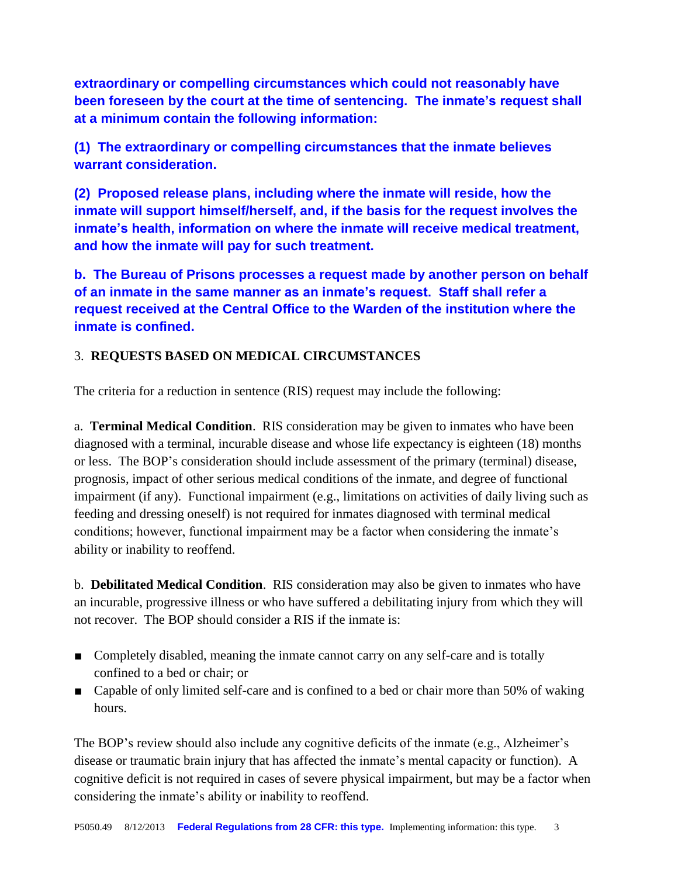**extraordinary or compelling circumstances which could not reasonably have been foreseen by the court at the time of sentencing. The inmate's request shall at a minimum contain the following information:**

**(1) The extraordinary or compelling circumstances that the inmate believes warrant consideration.**

**(2) Proposed release plans, including where the inmate will reside, how the inmate will support himself/herself, and, if the basis for the request involves the inmate's health, information on where the inmate will receive medical treatment, and how the inmate will pay for such treatment.**

**b. The Bureau of Prisons processes a request made by another person on behalf of an inmate in the same manner as an inmate's request. Staff shall refer a request received at the Central Office to the Warden of the institution where the inmate is confined.**

3. **REQUESTS BASED ON MEDICAL CIRCUMSTANCES**

The criteria for a reduction in sentence (RIS) request may include the following:

a. **Terminal Medical Condition**. RIS consideration may be given to inmates who have been diagnosed with a terminal, incurable disease and whose life expectancy is eighteen (18) months or less. The BOP's consideration should include assessment of the primary (terminal) disease, prognosis, impact of other serious medical conditions of the inmate, and degree of functional impairment (if any). Functional impairment (e.g., limitations on activities of daily living such as feeding and dressing oneself) is not required for inmates diagnosed with terminal medical conditions; however, functional impairment may be a factor when considering the inmate's ability or inability to reoffend.

b. **Debilitated Medical Condition**. RIS consideration may also be given to inmates who have an incurable, progressive illness or who have suffered a debilitating injury from which they will not recover. The BOP should consider a RIS if the inmate is:

- Completely disabled, meaning the inmate cannot carry on any self-care and is totally confined to a bed or chair; or
- Capable of only limited self-care and is confined to a bed or chair more than 50% of waking hours.

The BOP's review should also include any cognitive deficits of the inmate (e.g., Alzheimer's disease or traumatic brain injury that has affected the inmate's mental capacity or function). A cognitive deficit is not required in cases of severe physical impairment, but may be a factor when considering the inmate's ability or inability to reoffend.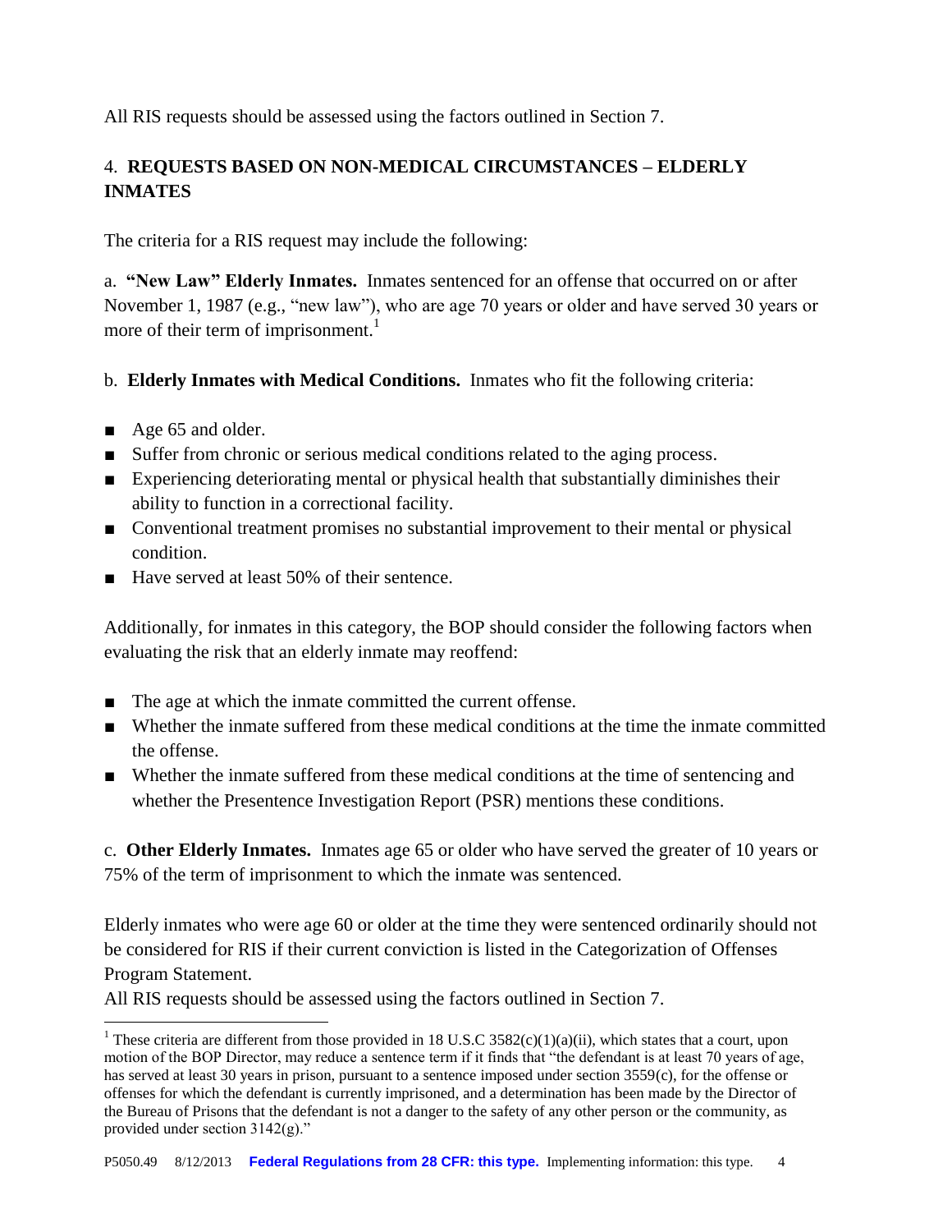All RIS requests should be assessed using the factors outlined in Section 7.

## 4. REQUESTS BASED ON NON-MEDICAL CIRCUMSTANCES – ELDERLY INMATES

The criteria for a RIS request may include the following:

a. **"New Law" Elderly Inmates.** Inmates sentenced for an offense that occurred on or after November 1, 1987 (e.g., "new law"), who are age 70 years or older and have served 30 years or more of their term of imprisonment.[1]

b. **Elderly Inmates with Medical Conditions.** Inmates who fit the following criteria:

- Age 65 and older.
- Suffer from chronic or serious medical conditions related to the aging process.
- Experiencing deteriorating mental or physical health that substantially diminishes their ability to function in a correctional facility.
- Conventional treatment promises no substantial improvement to their mental or physical condition.
- Have served at least 50% of their sentence.

Additionally, for inmates in this category, the BOP should consider the following factors when evaluating the risk that an elderly inmate may reoffend:

- The age at which the inmate committed the current offense.
- Whether the inmate suffered from these medical conditions at the time the inmate committed the offense.
- Whether the inmate suffered from these medical conditions at the time of sentencing and whether the Presentence Investigation Report (PSR) mentions these conditions.

c. **Other Elderly Inmates.** Inmates age 65 or older who have served the greater of 10 years or 75% of the term of imprisonment to which the inmate was sentenced.

Elderly inmates who were age 60 or older at the time they were sentenced ordinarily should not be considered for RIS if their current conviction is listed in the Categorization of Offenses Program Statement.

All RIS requests should be assessed using the factors outlined in Section 7.

[1] These criteria are different from those provided in 18 U.S.C 3582(c)(1)(a)(ii), which states that a court, upon motion of the BOP Director, may reduce a sentence term if it finds that "the defendant is at least 70 years of age, has served at least 30 years in prison, pursuant to a sentence imposed under section 3559(c), for the offense or offenses for which the defendant is currently imprisoned, and a determination has been made by the Director of the Bureau of Prisons that the defendant is not a danger to the safety of any other person or the community, as provided under section 3142(g)."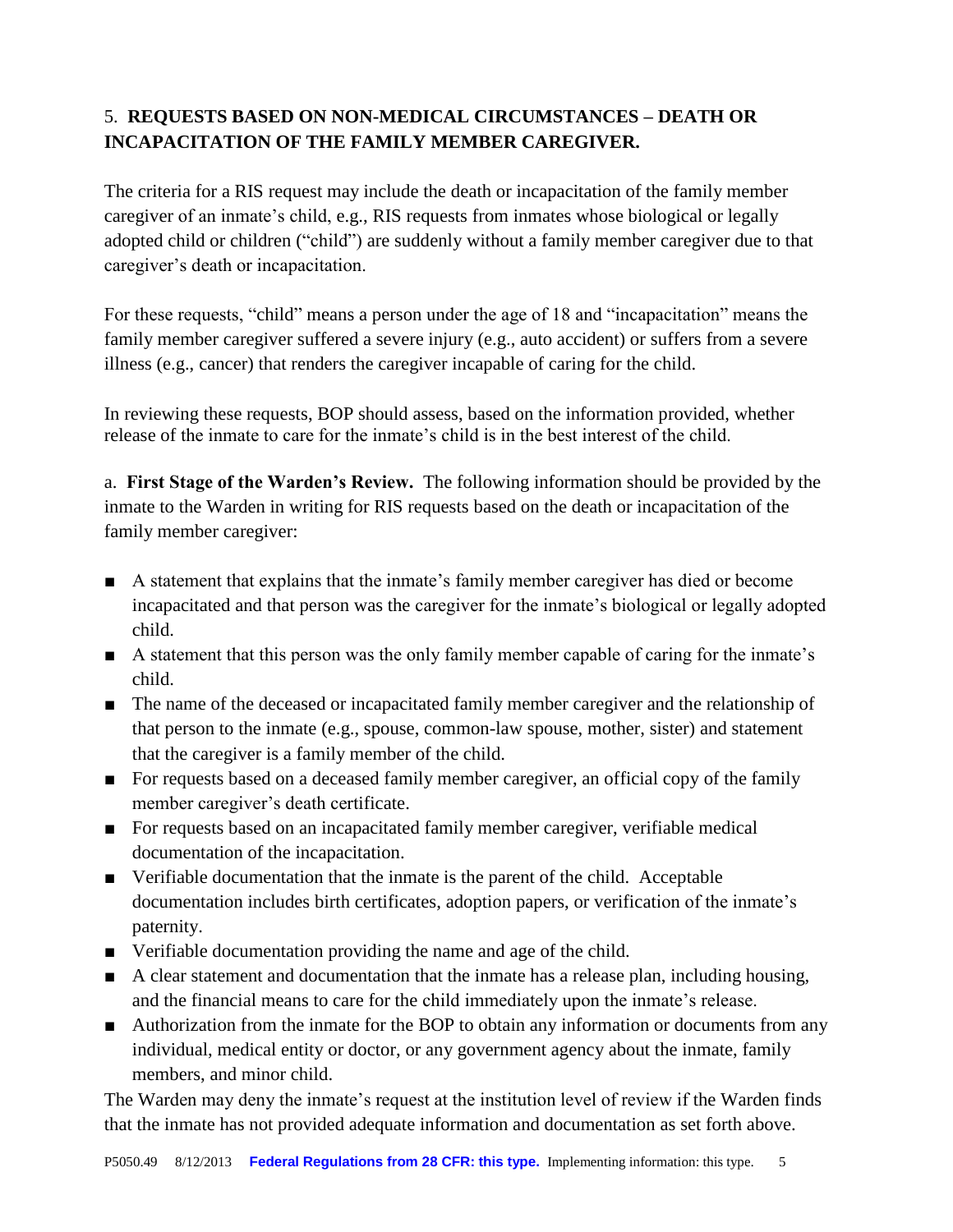## 5. **REQUESTS BASED ON NON-MEDICAL CIRCUMSTANCES – DEATH OR INCAPACITATION OF THE FAMILY MEMBER CAREGIVER.**

The criteria for a RIS request may include the death or incapacitation of the family member caregiver of an inmate's child, e.g., RIS requests from inmates whose biological or legally adopted child or children ("child") are suddenly without a family member caregiver due to that caregiver's death or incapacitation.

For these requests, "child" means a person under the age of 18 and "incapacitation" means the family member caregiver suffered a severe injury (e.g., auto accident) or suffers from a severe illness (e.g., cancer) that renders the caregiver incapable of caring for the child.

In reviewing these requests, BOP should assess, based on the information provided, whether release of the inmate to care for the inmate's child is in the best interest of the child.

a. **First Stage of the Warden's Review.** The following information should be provided by the inmate to the Warden in writing for RIS requests based on the death or incapacitation of the family member caregiver:

- A statement that explains that the inmate's family member caregiver has died or become incapacitated and that person was the caregiver for the inmate's biological or legally adopted child.
- A statement that this person was the only family member capable of caring for the inmate's child.
- The name of the deceased or incapacitated family member caregiver and the relationship of that person to the inmate (e.g., spouse, common-law spouse, mother, sister) and statement that the caregiver is a family member of the child.
- For requests based on a deceased family member caregiver, an official copy of the family member caregiver's death certificate.
- For requests based on an incapacitated family member caregiver, verifiable medical documentation of the incapacitation.
- Verifiable documentation that the inmate is the parent of the child. Acceptable documentation includes birth certificates, adoption papers, or verification of the inmate's paternity.
- Verifiable documentation providing the name and age of the child.
- A clear statement and documentation that the inmate has a release plan, including housing, and the financial means to care for the child immediately upon the inmate's release.
- Authorization from the inmate for the BOP to obtain any information or documents from any individual, medical entity or doctor, or any government agency about the inmate, family members, and minor child.

The Warden may deny the inmate's request at the institution level of review if the Warden finds that the inmate has not provided adequate information and documentation as set forth above.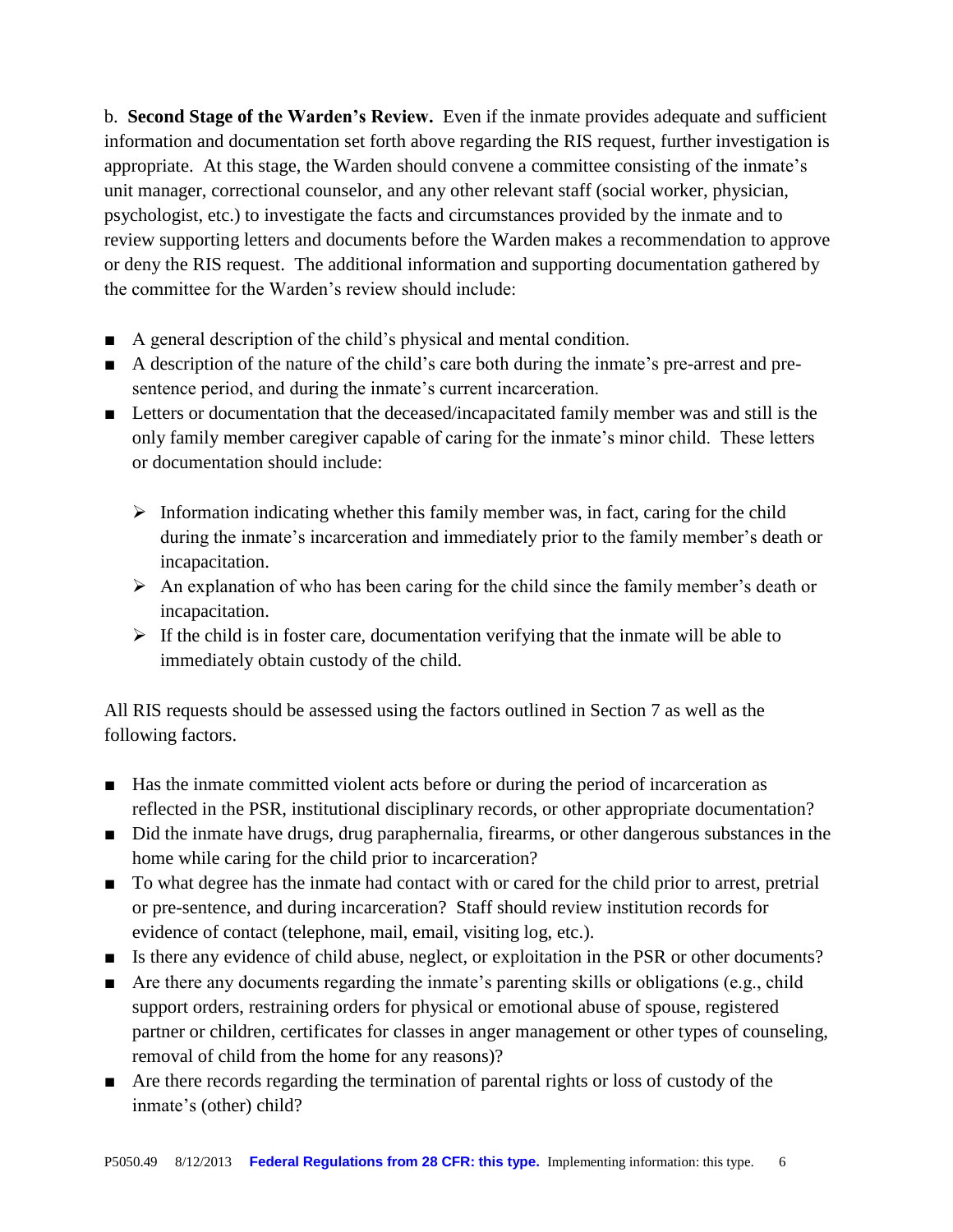b. **Second Stage of the Warden's Review.** Even if the inmate provides adequate and sufficient information and documentation set forth above regarding the RIS request, further investigation is appropriate. At this stage, the Warden should convene a committee consisting of the inmate's unit manager, correctional counselor, and any other relevant staff (social worker, physician, psychologist, etc.) to investigate the facts and circumstances provided by the inmate and to review supporting letters and documents before the Warden makes a recommendation to approve or deny the RIS request. The additional information and supporting documentation gathered by the committee for the Warden's review should include:

- A general description of the child's physical and mental condition.
- A description of the nature of the child's care both during the inmate's pre-arrest and pre-sentence period, and during the inmate's current incarceration.
- Letters or documentation that the deceased/incapacitated family member was and still is the only family member caregiver capable of caring for the inmate's minor child. These letters or documentation should include:
    - Information indicating whether this family member was, in fact, caring for the child during the inmate's incarceration and immediately prior to the family member's death or incapacitation.
    - An explanation of who has been caring for the child since the family member's death or incapacitation.
    - If the child is in foster care, documentation verifying that the inmate will be able to immediately obtain custody of the child.

All RIS requests should be assessed using the factors outlined in Section 7 as well as the following factors.

- Has the inmate committed violent acts before or during the period of incarceration as reflected in the PSR, institutional disciplinary records, or other appropriate documentation?
- Did the inmate have drugs, drug paraphernalia, firearms, or other dangerous substances in the home while caring for the child prior to incarceration?
- To what degree has the inmate had contact with or cared for the child prior to arrest, pretrial or pre-sentence, and during incarceration? Staff should review institution records for evidence of contact (telephone, mail, email, visiting log, etc.).
- Is there any evidence of child abuse, neglect, or exploitation in the PSR or other documents?
- Are there any documents regarding the inmate's parenting skills or obligations (e.g., child support orders, restraining orders for physical or emotional abuse of spouse, registered partner or children, certificates for classes in anger management or other types of counseling, removal of child from the home for any reasons)?
- Are there records regarding the termination of parental rights or loss of custody of the inmate's (other) child?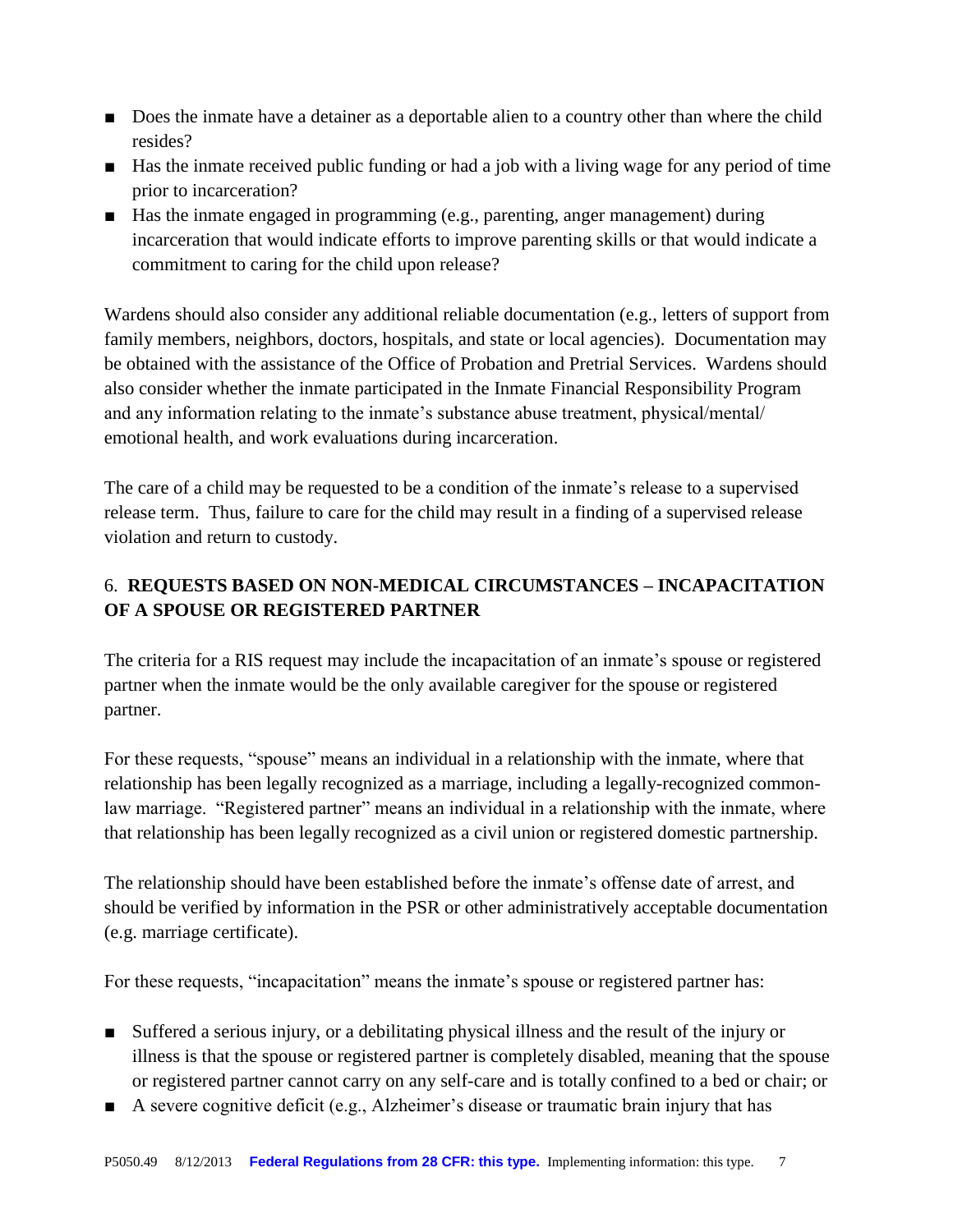- Does the inmate have a detainer as a deportable alien to a country other than where the child resides?
- Has the inmate received public funding or had a job with a living wage for any period of time prior to incarceration?
- Has the inmate engaged in programming (e.g., parenting, anger management) during incarceration that would indicate efforts to improve parenting skills or that would indicate a commitment to caring for the child upon release?

Wardens should also consider any additional reliable documentation (e.g., letters of support from family members, neighbors, doctors, hospitals, and state or local agencies). Documentation may be obtained with the assistance of the Office of Probation and Pretrial Services. Wardens should also consider whether the inmate participated in the Inmate Financial Responsibility Program and any information relating to the inmate's substance abuse treatment, physical/mental/ emotional health, and work evaluations during incarceration.

The care of a child may be requested to be a condition of the inmate's release to a supervised release term. Thus, failure to care for the child may result in a finding of a supervised release violation and return to custody.

## 6. **REQUESTS BASED ON NON-MEDICAL CIRCUMSTANCES – INCAPACITATION OF A SPOUSE OR REGISTERED PARTNER**

The criteria for a RIS request may include the incapacitation of an inmate's spouse or registered partner when the inmate would be the only available caregiver for the spouse or registered partner.

For these requests, "spouse" means an individual in a relationship with the inmate, where that relationship has been legally recognized as a marriage, including a legally-recognized common-law marriage. "Registered partner" means an individual in a relationship with the inmate, where that relationship has been legally recognized as a civil union or registered domestic partnership.

The relationship should have been established before the inmate's offense date of arrest, and should be verified by information in the PSR or other administratively acceptable documentation (e.g. marriage certificate).

For these requests, "incapacitation" means the inmate's spouse or registered partner has:

- Suffered a serious injury, or a debilitating physical illness and the result of the injury or illness is that the spouse or registered partner is completely disabled, meaning that the spouse or registered partner cannot carry on any self-care and is totally confined to a bed or chair; or
- A severe cognitive deficit (e.g., Alzheimer's disease or traumatic brain injury that has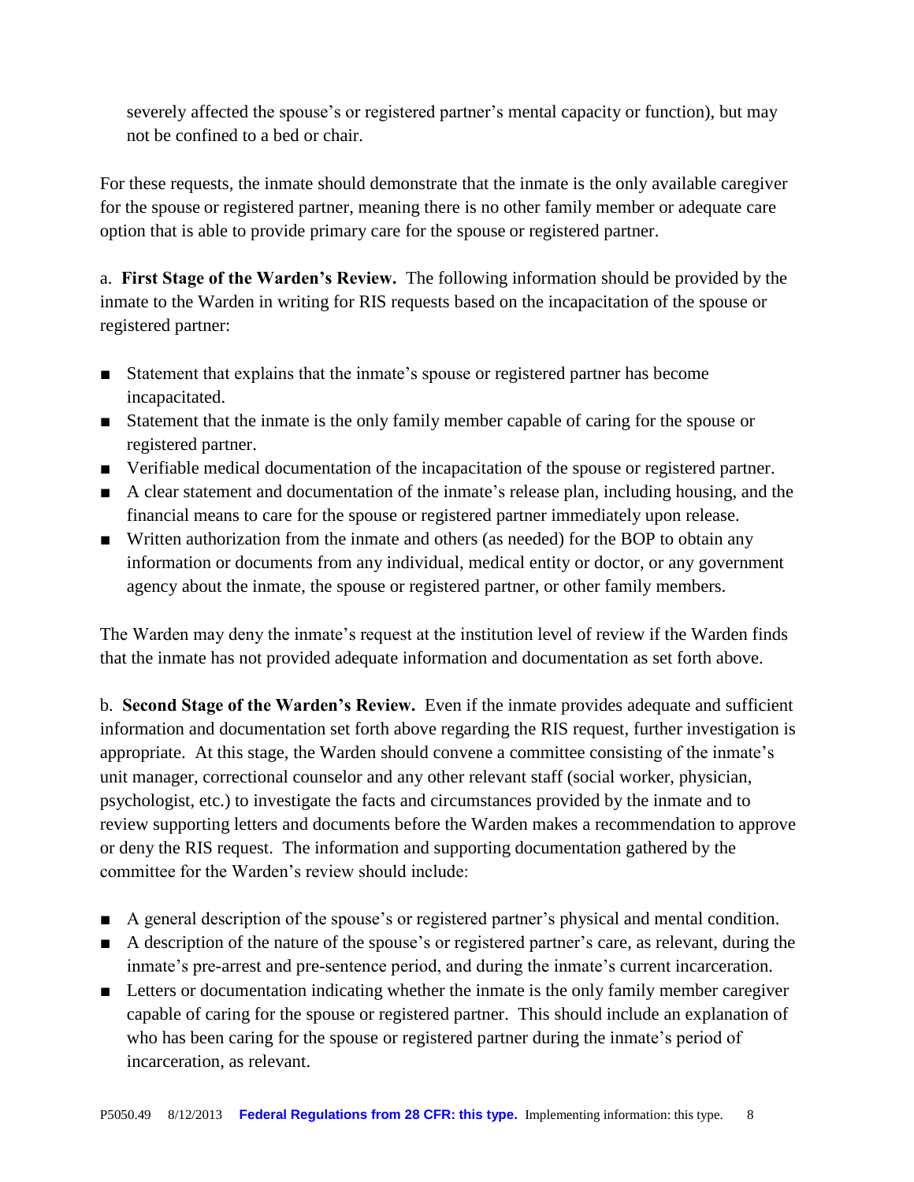severely affected the spouse's or registered partner's mental capacity or function), but may not be confined to a bed or chair.

For these requests, the inmate should demonstrate that the inmate is the only available caregiver for the spouse or registered partner, meaning there is no other family member or adequate care option that is able to provide primary care for the spouse or registered partner.

a. **First Stage of the Warden's Review.** The following information should be provided by the inmate to the Warden in writing for RIS requests based on the incapacitation of the spouse or registered partner:

- Statement that explains that the inmate's spouse or registered partner has become incapacitated.
- Statement that the inmate is the only family member capable of caring for the spouse or registered partner.
- Verifiable medical documentation of the incapacitation of the spouse or registered partner.
- A clear statement and documentation of the inmate's release plan, including housing, and the financial means to care for the spouse or registered partner immediately upon release.
- Written authorization from the inmate and others (as needed) for the BOP to obtain any information or documents from any individual, medical entity or doctor, or any government agency about the inmate, the spouse or registered partner, or other family members.

The Warden may deny the inmate's request at the institution level of review if the Warden finds that the inmate has not provided adequate information and documentation as set forth above.

b. **Second Stage of the Warden's Review.** Even if the inmate provides adequate and sufficient information and documentation set forth above regarding the RIS request, further investigation is appropriate. At this stage, the Warden should convene a committee consisting of the inmate's unit manager, correctional counselor and any other relevant staff (social worker, physician, psychologist, etc.) to investigate the facts and circumstances provided by the inmate and to review supporting letters and documents before the Warden makes a recommendation to approve or deny the RIS request. The information and supporting documentation gathered by the committee for the Warden's review should include:

- A general description of the spouse's or registered partner's physical and mental condition.
- A description of the nature of the spouse's or registered partner's care, as relevant, during the inmate's pre-arrest and pre-sentence period, and during the inmate's current incarceration.
- Letters or documentation indicating whether the inmate is the only family member caregiver capable of caring for the spouse or registered partner. This should include an explanation of who has been caring for the spouse or registered partner during the inmate's period of incarceration, as relevant.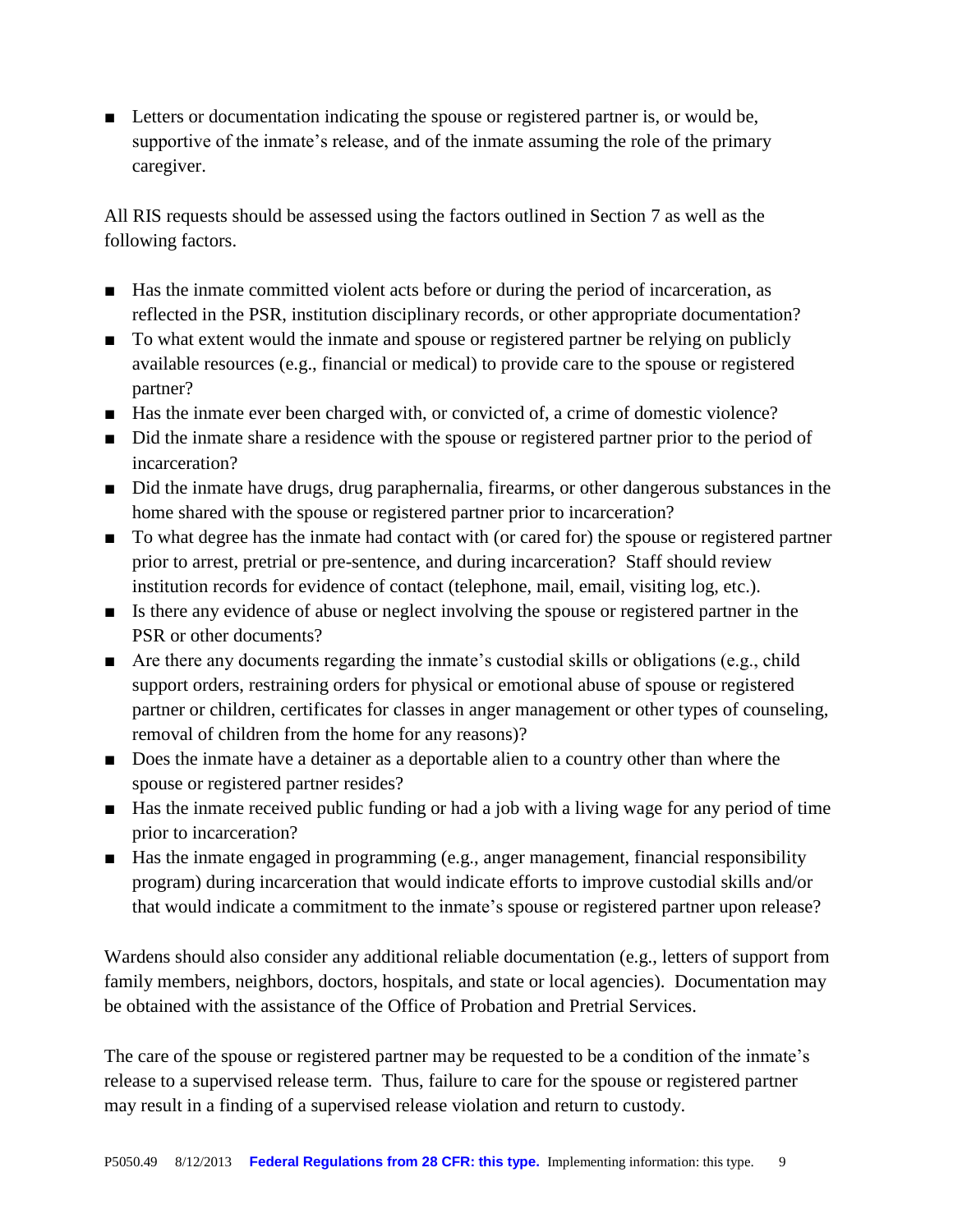- Letters or documentation indicating the spouse or registered partner is, or would be, supportive of the inmate's release, and of the inmate assuming the role of the primary caregiver.

All RIS requests should be assessed using the factors outlined in Section 7 as well as the following factors.

- Has the inmate committed violent acts before or during the period of incarceration, as reflected in the PSR, institution disciplinary records, or other appropriate documentation?
- To what extent would the inmate and spouse or registered partner be relying on publicly available resources (e.g., financial or medical) to provide care to the spouse or registered partner?
- Has the inmate ever been charged with, or convicted of, a crime of domestic violence?
- Did the inmate share a residence with the spouse or registered partner prior to the period of incarceration?
- Did the inmate have drugs, drug paraphernalia, firearms, or other dangerous substances in the home shared with the spouse or registered partner prior to incarceration?
- To what degree has the inmate had contact with (or cared for) the spouse or registered partner prior to arrest, pretrial or pre-sentence, and during incarceration? Staff should review institution records for evidence of contact (telephone, mail, email, visiting log, etc.).
- Is there any evidence of abuse or neglect involving the spouse or registered partner in the PSR or other documents?
- Are there any documents regarding the inmate's custodial skills or obligations (e.g., child support orders, restraining orders for physical or emotional abuse of spouse or registered partner or children, certificates for classes in anger management or other types of counseling, removal of children from the home for any reasons)?
- Does the inmate have a detainer as a deportable alien to a country other than where the spouse or registered partner resides?
- Has the inmate received public funding or had a job with a living wage for any period of time prior to incarceration?
- Has the inmate engaged in programming (e.g., anger management, financial responsibility program) during incarceration that would indicate efforts to improve custodial skills and/or that would indicate a commitment to the inmate's spouse or registered partner upon release?

Wardens should also consider any additional reliable documentation (e.g., letters of support from family members, neighbors, doctors, hospitals, and state or local agencies). Documentation may be obtained with the assistance of the Office of Probation and Pretrial Services.

The care of the spouse or registered partner may be requested to be a condition of the inmate's release to a supervised release term. Thus, failure to care for the spouse or registered partner may result in a finding of a supervised release violation and return to custody.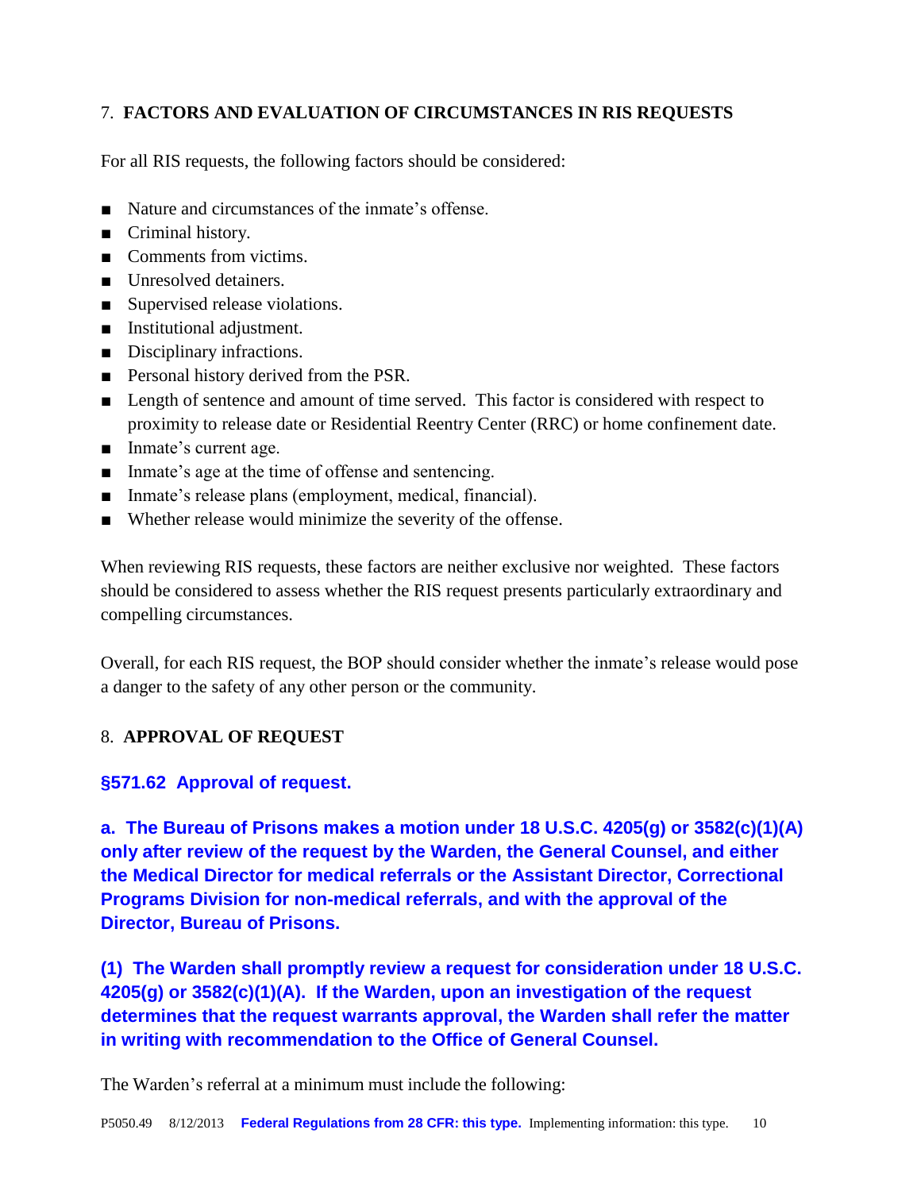## 7. FACTORS AND EVALUATION OF CIRCUMSTANCES IN RIS REQUESTS

For all RIS requests, the following factors should be considered:

- Nature and circumstances of the inmate's offense.
- Criminal history.
- Comments from victims.
- Unresolved detainers.
- Supervised release violations.
- Institutional adjustment.
- Disciplinary infractions.
- Personal history derived from the PSR.
- Length of sentence and amount of time served. This factor is considered with respect to proximity to release date or Residential Reentry Center (RRC) or home confinement date.
- Inmate's current age.
- Inmate's age at the time of offense and sentencing.
- Inmate's release plans (employment, medical, financial).
- Whether release would minimize the severity of the offense.

When reviewing RIS requests, these factors are neither exclusive nor weighted. These factors should be considered to assess whether the RIS request presents particularly extraordinary and compelling circumstances.

Overall, for each RIS request, the BOP should consider whether the inmate's release would pose a danger to the safety of any other person or the community.

## 8. APPROVAL OF REQUEST

**§571.62 Approval of request.**

**a. The Bureau of Prisons makes a motion under 18 U.S.C. 4205(g) or 3582(c)(1)(A) only after review of the request by the Warden, the General Counsel, and either the Medical Director for medical referrals or the Assistant Director, Correctional Programs Division for non-medical referrals, and with the approval of the Director, Bureau of Prisons.**

**(1) The Warden shall promptly review a request for consideration under 18 U.S.C. 4205(g) or 3582(c)(1)(A). If the Warden, upon an investigation of the request determines that the request warrants approval, the Warden shall refer the matter in writing with recommendation to the Office of General Counsel.**

The Warden's referral at a minimum must include the following: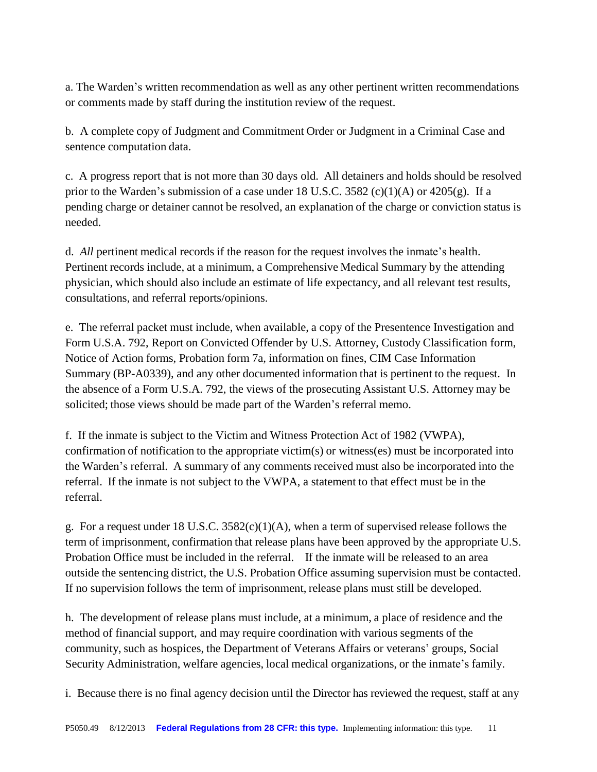a. The Warden's written recommendation as well as any other pertinent written recommendations or comments made by staff during the institution review of the request.

b. A complete copy of Judgment and Commitment Order or Judgment in a Criminal Case and sentence computation data.

c. A progress report that is not more than 30 days old. All detainers and holds should be resolved prior to the Warden's submission of a case under 18 U.S.C. 3582 (c)(1)(A) or 4205(g). If a pending charge or detainer cannot be resolved, an explanation of the charge or conviction status is needed.

d. *All* pertinent medical records if the reason for the request involves the inmate's health. Pertinent records include, at a minimum, a Comprehensive Medical Summary by the attending physician, which should also include an estimate of life expectancy, and all relevant test results, consultations, and referral reports/opinions.

e. The referral packet must include, when available, a copy of the Presentence Investigation and Form U.S.A. 792, Report on Convicted Offender by U.S. Attorney, Custody Classification form, Notice of Action forms, Probation form 7a, information on fines, CIM Case Information Summary (BP-A0339), and any other documented information that is pertinent to the request. In the absence of a Form U.S.A. 792, the views of the prosecuting Assistant U.S. Attorney may be solicited; those views should be made part of the Warden's referral memo.

f. If the inmate is subject to the Victim and Witness Protection Act of 1982 (VWPA), confirmation of notification to the appropriate victim(s) or witness(es) must be incorporated into the Warden's referral. A summary of any comments received must also be incorporated into the referral. If the inmate is not subject to the VWPA, a statement to that effect must be in the referral.

g. For a request under 18 U.S.C. 3582(c)(1)(A), when a term of supervised release follows the term of imprisonment, confirmation that release plans have been approved by the appropriate U.S. Probation Office must be included in the referral. If the inmate will be released to an area outside the sentencing district, the U.S. Probation Office assuming supervision must be contacted. If no supervision follows the term of imprisonment, release plans must still be developed.

h. The development of release plans must include, at a minimum, a place of residence and the method of financial support, and may require coordination with various segments of the community, such as hospices, the Department of Veterans Affairs or veterans' groups, Social Security Administration, welfare agencies, local medical organizations, or the inmate's family.

i. Because there is no final agency decision until the Director has reviewed the request, staff at any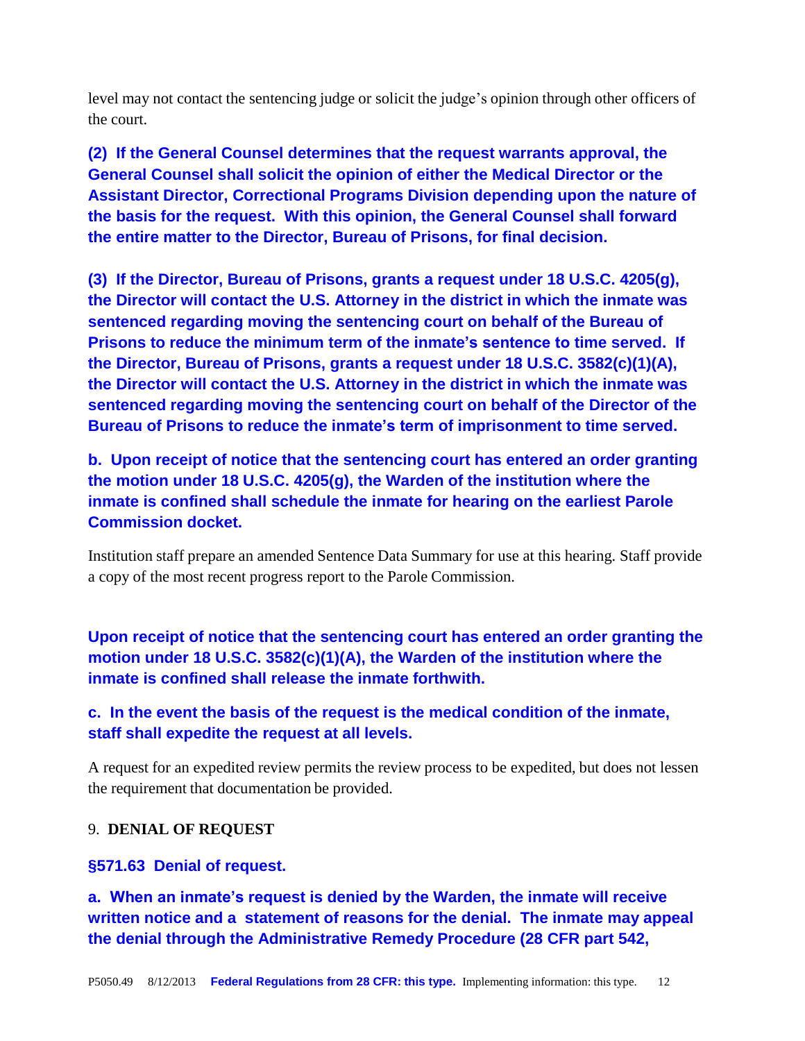level may not contact the sentencing judge or solicit the judge's opinion through other officers of the court.

**(2) If the General Counsel determines that the request warrants approval, the General Counsel shall solicit the opinion of either the Medical Director or the Assistant Director, Correctional Programs Division depending upon the nature of the basis for the request. With this opinion, the General Counsel shall forward the entire matter to the Director, Bureau of Prisons, for final decision.**

**(3) If the Director, Bureau of Prisons, grants a request under 18 U.S.C. 4205(g), the Director will contact the U.S. Attorney in the district in which the inmate was sentenced regarding moving the sentencing court on behalf of the Bureau of Prisons to reduce the minimum term of the inmate's sentence to time served. If the Director, Bureau of Prisons, grants a request under 18 U.S.C. 3582(c)(1)(A), the Director will contact the U.S. Attorney in the district in which the inmate was sentenced regarding moving the sentencing court on behalf of the Director of the Bureau of Prisons to reduce the inmate's term of imprisonment to time served.**

**b. Upon receipt of notice that the sentencing court has entered an order granting the motion under 18 U.S.C. 4205(g), the Warden of the institution where the inmate is confined shall schedule the inmate for hearing on the earliest Parole Commission docket.**

Institution staff prepare an amended Sentence Data Summary for use at this hearing. Staff provide a copy of the most recent progress report to the Parole Commission.

**Upon receipt of notice that the sentencing court has entered an order granting the motion under 18 U.S.C. 3582(c)(1)(A), the Warden of the institution where the inmate is confined shall release the inmate forthwith.**

**c. In the event the basis of the request is the medical condition of the inmate, staff shall expedite the request at all levels.**

A request for an expedited review permits the review process to be expedited, but does not lessen the requirement that documentation be provided.

## 9. DENIAL OF REQUEST

### §571.63 Denial of request.

**a. When an inmate's request is denied by the Warden, the inmate will receive written notice and a statement of reasons for the denial. The inmate may appeal the denial through the Administrative Remedy Procedure (28 CFR part 542,**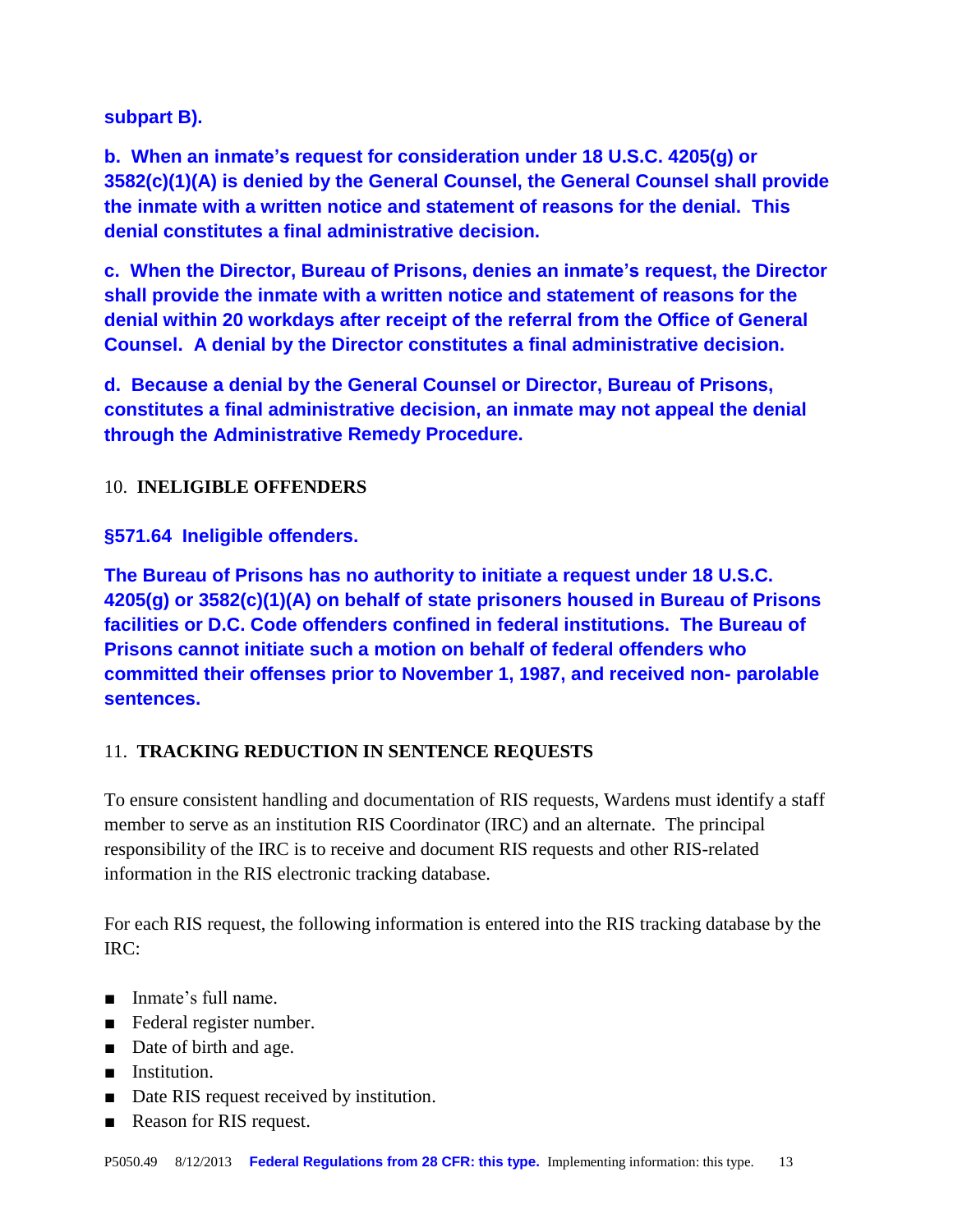**subpart B).**

**b. When an inmate's request for consideration under 18 U.S.C. 4205(g) or 3582(c)(1)(A) is denied by the General Counsel, the General Counsel shall provide the inmate with a written notice and statement of reasons for the denial. This denial constitutes a final administrative decision.**

**c. When the Director, Bureau of Prisons, denies an inmate's request, the Director shall provide the inmate with a written notice and statement of reasons for the denial within 20 workdays after receipt of the referral from the Office of General Counsel. A denial by the Director constitutes a final administrative decision.**

**d. Because a denial by the General Counsel or Director, Bureau of Prisons, constitutes a final administrative decision, an inmate may not appeal the denial through the Administrative Remedy Procedure.**

## 10. INELIGIBLE OFFENDERS

### §571.64 Ineligible offenders.

**The Bureau of Prisons has no authority to initiate a request under 18 U.S.C. 4205(g) or 3582(c)(1)(A) on behalf of state prisoners housed in Bureau of Prisons facilities or D.C. Code offenders confined in federal institutions. The Bureau of Prisons cannot initiate such a motion on behalf of federal offenders who committed their offenses prior to November 1, 1987, and received non- parolable sentences.**

## 11. TRACKING REDUCTION IN SENTENCE REQUESTS

To ensure consistent handling and documentation of RIS requests, Wardens must identify a staff member to serve as an institution RIS Coordinator (IRC) and an alternate. The principal responsibility of the IRC is to receive and document RIS requests and other RIS-related information in the RIS electronic tracking database.

For each RIS request, the following information is entered into the RIS tracking database by the IRC:

- Inmate's full name.
- Federal register number.
- Date of birth and age.
- Institution.
- Date RIS request received by institution.
- Reason for RIS request.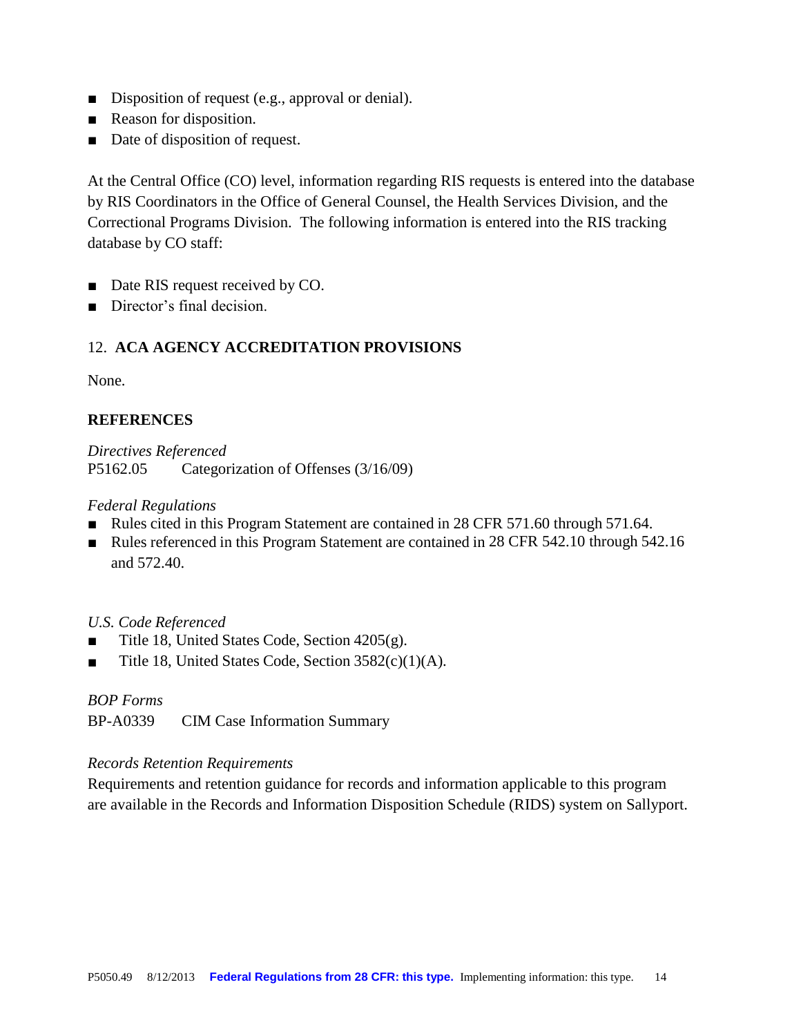- Disposition of request (e.g., approval or denial).
- Reason for disposition.
- Date of disposition of request.

At the Central Office (CO) level, information regarding RIS requests is entered into the database by RIS Coordinators in the Office of General Counsel, the Health Services Division, and the Correctional Programs Division. The following information is entered into the RIS tracking database by CO staff:

- Date RIS request received by CO.
- Director's final decision.

## 12. ACA AGENCY ACCREDITATION PROVISIONS

None.

## REFERENCES

*Directives Referenced*
P5162.05 Categorization of Offenses (3/16/09)

*Federal Regulations*

- Rules cited in this Program Statement are contained in 28 CFR 571.60 through 571.64.
- Rules referenced in this Program Statement are contained in 28 CFR 542.10 through 542.16 and 572.40.

*U.S. Code Referenced*

- Title 18, United States Code, Section 4205(g).
- Title 18, United States Code, Section 3582(c)(1)(A).

*BOP Forms*
BP-A0339 CIM Case Information Summary

*Records Retention Requirements*
Requirements and retention guidance for records and information applicable to this program are available in the Records and Information Disposition Schedule (RIDS) system on Sallyport.